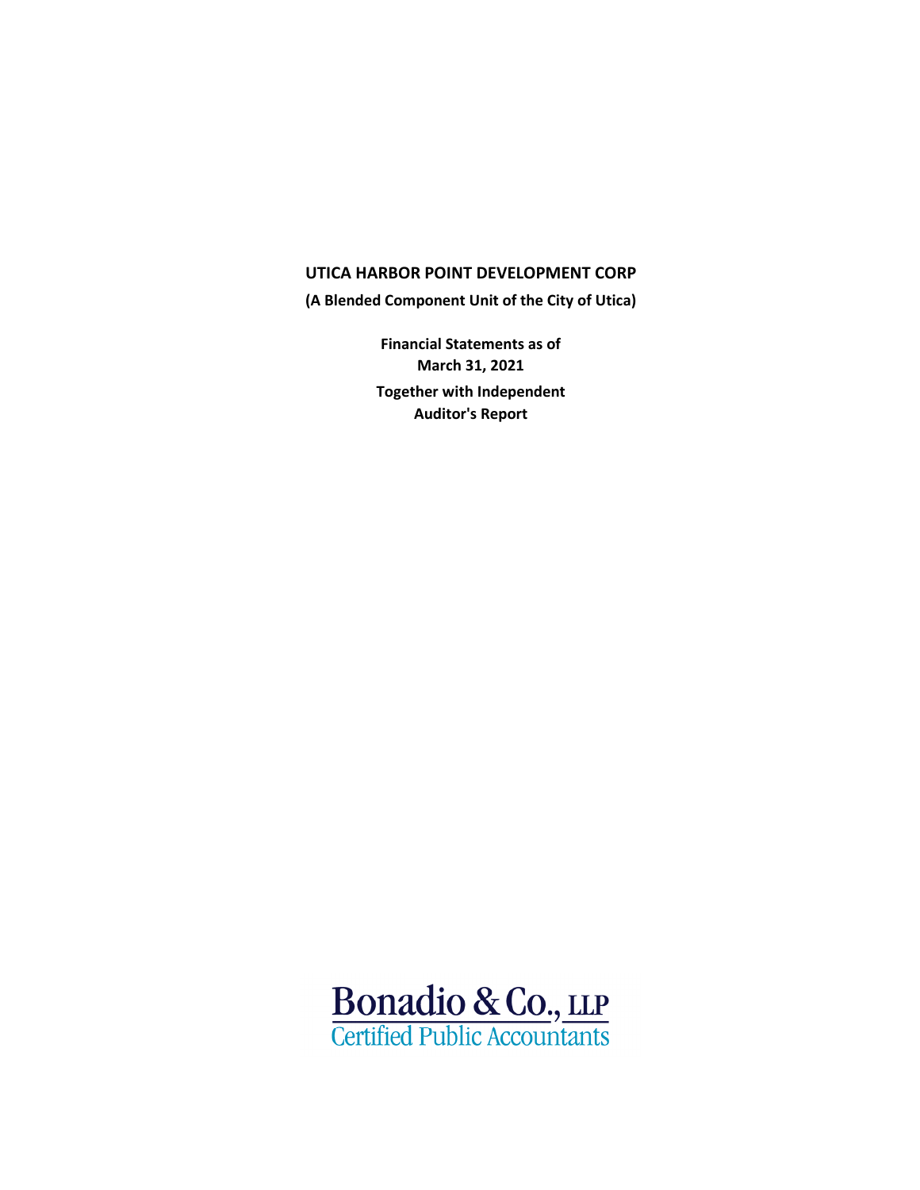# UTICA HARBOR POINT DEVELOPMENT CORP

**(A Blended Component Unit of the City of Utica)**

**Financial Statements as of March 31, 2021**

**Together with Independent Auditor's Report**

Bonadio & Co., LLP
Certified Public Accountants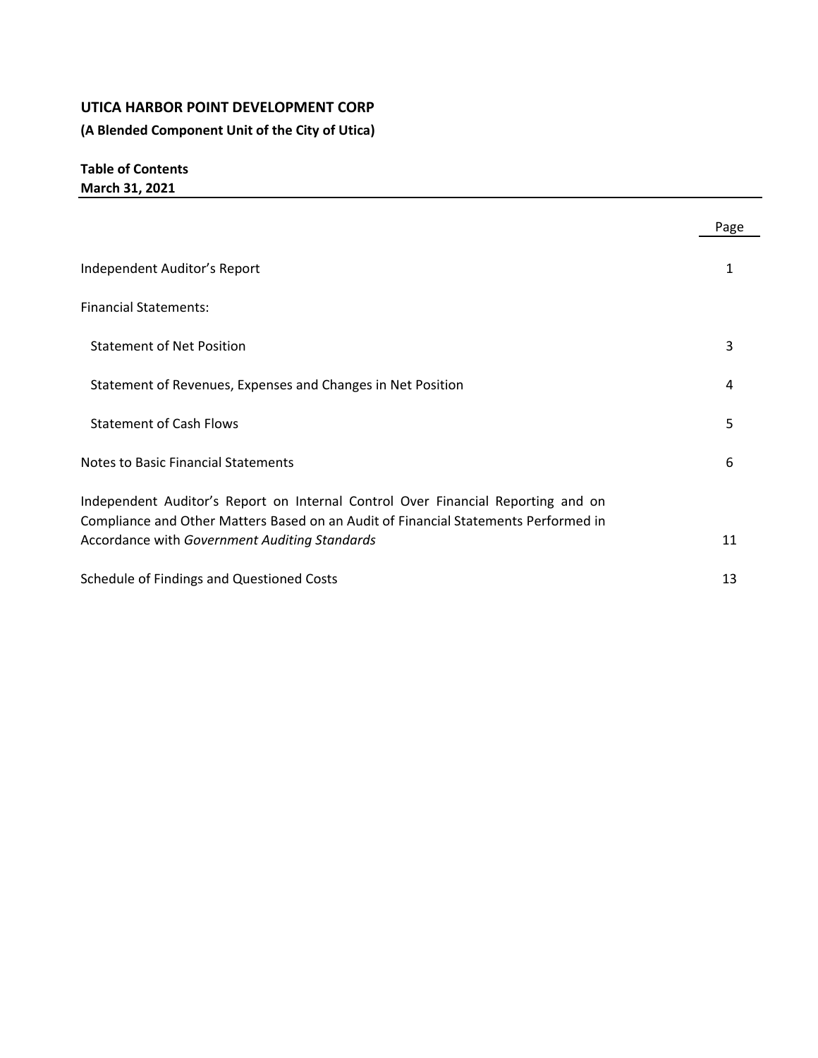**UTICA HARBOR POINT DEVELOPMENT CORP**

**(A Blended Component Unit of the City of Utica)**

**Table of Contents**
**March 31, 2021**

| | Page |
|---|---|
| Independent Auditor's Report | 1 |
| Financial Statements: | |
| Statement of Net Position | 3 |
| Statement of Revenues, Expenses and Changes in Net Position | 4 |
| Statement of Cash Flows | 5 |
| Notes to Basic Financial Statements | 6 |
| Independent Auditor's Report on Internal Control Over Financial Reporting and on Compliance and Other Matters Based on an Audit of Financial Statements Performed in Accordance with *Government Auditing Standards* | 11 |
| Schedule of Findings and Questioned Costs | 13 |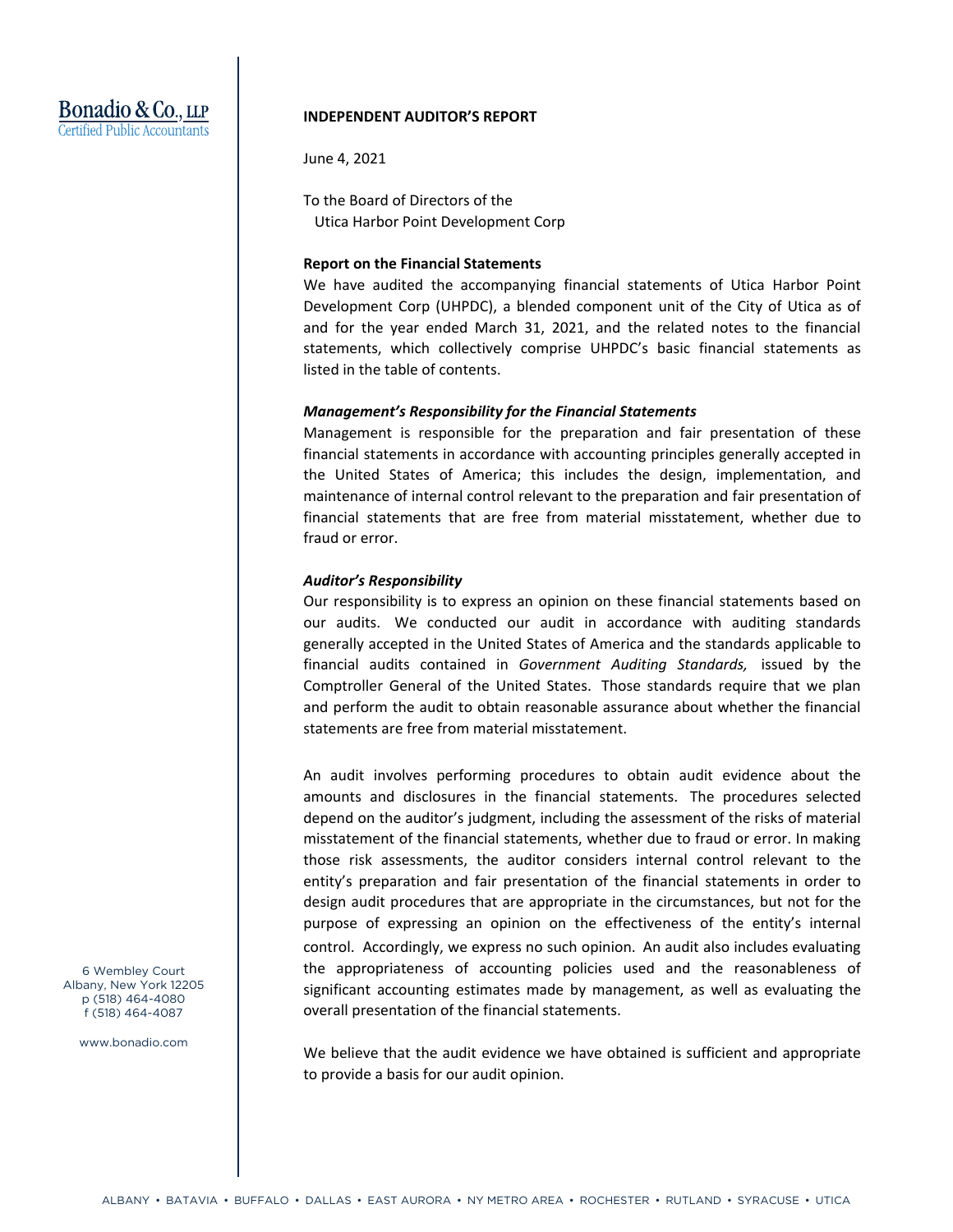**Bonadio & Co., LLP**
Certified Public Accountants

**INDEPENDENT AUDITOR'S REPORT**

June 4, 2021

To the Board of Directors of the
Utica Harbor Point Development Corp

**Report on the Financial Statements**

We have audited the accompanying financial statements of Utica Harbor Point Development Corp (UHPDC), a blended component unit of the City of Utica as of and for the year ended March 31, 2021, and the related notes to the financial statements, which collectively comprise UHPDC's basic financial statements as listed in the table of contents.

***Management's Responsibility for the Financial Statements***

Management is responsible for the preparation and fair presentation of these financial statements in accordance with accounting principles generally accepted in the United States of America; this includes the design, implementation, and maintenance of internal control relevant to the preparation and fair presentation of financial statements that are free from material misstatement, whether due to fraud or error.

***Auditor's Responsibility***

Our responsibility is to express an opinion on these financial statements based on our audits. We conducted our audit in accordance with auditing standards generally accepted in the United States of America and the standards applicable to financial audits contained in *Government Auditing Standards,* issued by the Comptroller General of the United States. Those standards require that we plan and perform the audit to obtain reasonable assurance about whether the financial statements are free from material misstatement.

An audit involves performing procedures to obtain audit evidence about the amounts and disclosures in the financial statements. The procedures selected depend on the auditor's judgment, including the assessment of the risks of material misstatement of the financial statements, whether due to fraud or error. In making those risk assessments, the auditor considers internal control relevant to the entity's preparation and fair presentation of the financial statements in order to design audit procedures that are appropriate in the circumstances, but not for the purpose of expressing an opinion on the effectiveness of the entity's internal control. Accordingly, we express no such opinion. An audit also includes evaluating the appropriateness of accounting policies used and the reasonableness of significant accounting estimates made by management, as well as evaluating the overall presentation of the financial statements.

We believe that the audit evidence we have obtained is sufficient and appropriate to provide a basis for our audit opinion.

6 Wembley Court
Albany, New York 12205
p (518) 464-4080
f (518) 464-4087

www.bonadio.com

ALBANY • BATAVIA • BUFFALO • DALLAS • EAST AURORA • NY METRO AREA • ROCHESTER • RUTLAND • SYRACUSE • UTICA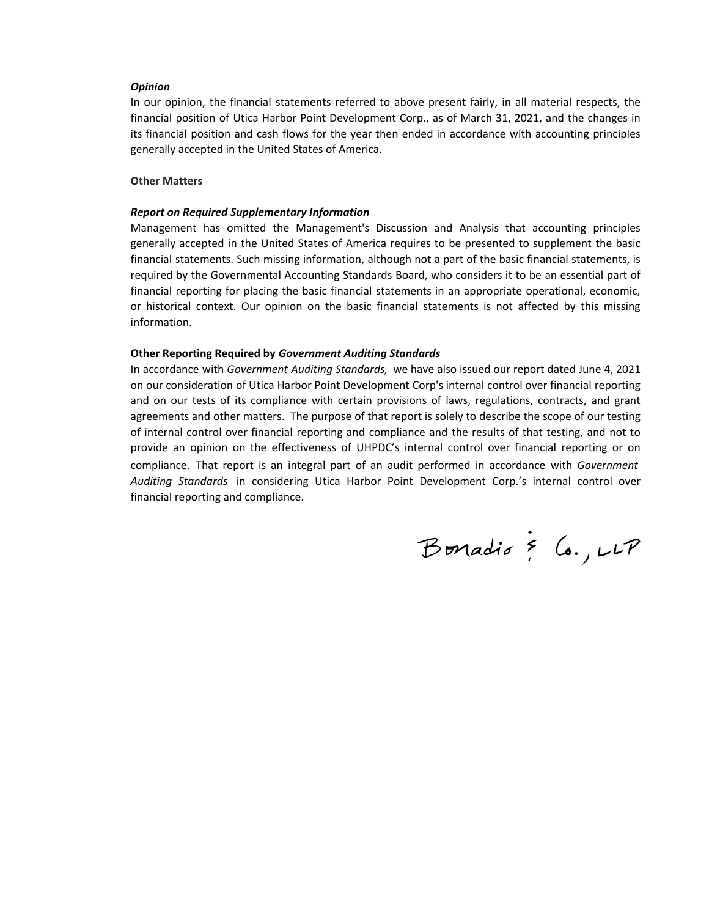***Opinion***

In our opinion, the financial statements referred to above present fairly, in all material respects, the financial position of Utica Harbor Point Development Corp., as of March 31, 2021, and the changes in its financial position and cash flows for the year then ended in accordance with accounting principles generally accepted in the United States of America.

**Other Matters**

***Report on Required Supplementary Information***

Management has omitted the Management's Discussion and Analysis that accounting principles generally accepted in the United States of America requires to be presented to supplement the basic financial statements. Such missing information, although not a part of the basic financial statements, is required by the Governmental Accounting Standards Board, who considers it to be an essential part of financial reporting for placing the basic financial statements in an appropriate operational, economic, or historical context. Our opinion on the basic financial statements is not affected by this missing information.

**Other Reporting Required by *Government Auditing Standards***

In accordance with *Government Auditing Standards,* we have also issued our report dated June 4, 2021 on our consideration of Utica Harbor Point Development Corp's internal control over financial reporting and on our tests of its compliance with certain provisions of laws, regulations, contracts, and grant agreements and other matters. The purpose of that report is solely to describe the scope of our testing of internal control over financial reporting and compliance and the results of that testing, and not to provide an opinion on the effectiveness of UHPDC's internal control over financial reporting or on compliance. That report is an integral part of an audit performed in accordance with *Government Auditing Standards* in considering Utica Harbor Point Development Corp.'s internal control over financial reporting and compliance.

Bonadio & Co., LLP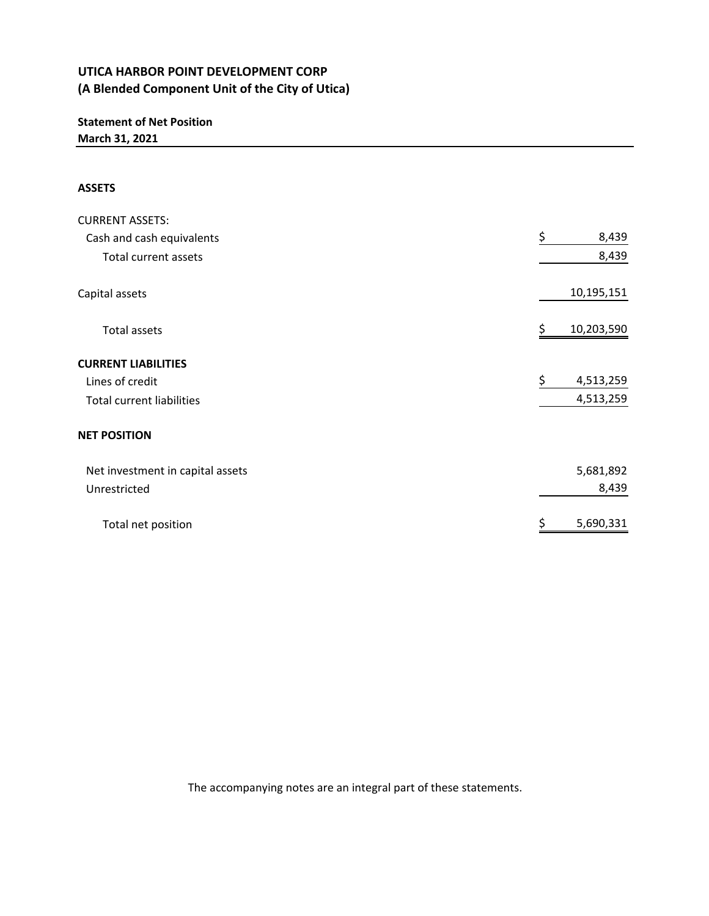# UTICA HARBOR POINT DEVELOPMENT CORP
## (A Blended Component Unit of the City of Utica)

**Statement of Net Position**
**March 31, 2021**

| | |
|---|---|
| **ASSETS** | |
| CURRENT ASSETS: | |
| Cash and cash equivalents | $ 8,439 |
| Total current assets | 8,439 |
| Capital assets | 10,195,151 |
| Total assets | $ 10,203,590 |
| **CURRENT LIABILITIES** | |
| Lines of credit | $ 4,513,259 |
| Total current liabilities | 4,513,259 |
| **NET POSITION** | |
| Net investment in capital assets | 5,681,892 |
| Unrestricted | 8,439 |
| Total net position | $ 5,690,331 |

The accompanying notes are an integral part of these statements.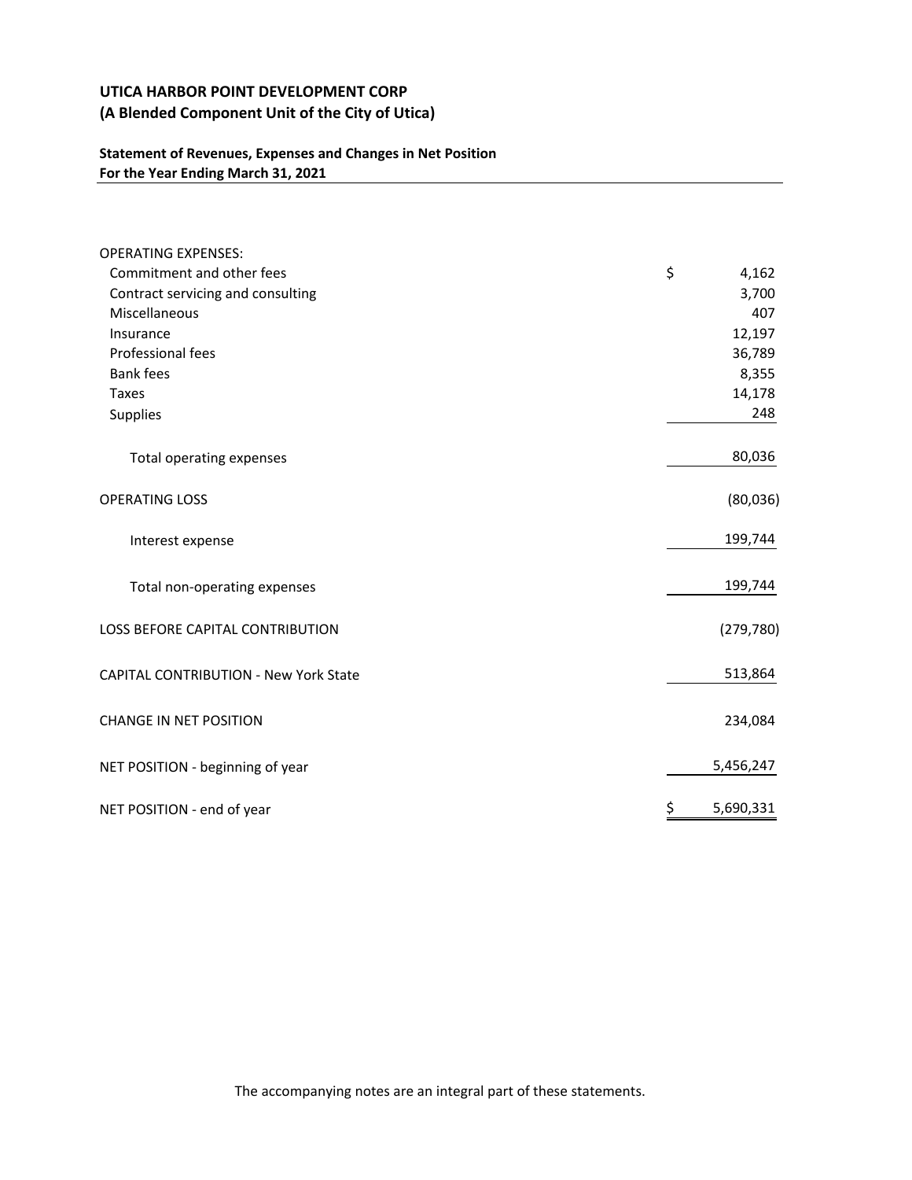# UTICA HARBOR POINT DEVELOPMENT CORP
## (A Blended Component Unit of the City of Utica)

### Statement of Revenues, Expenses and Changes in Net Position
### For the Year Ending March 31, 2021

| | |
|---|---:|
| OPERATING EXPENSES: | |
| Commitment and other fees | $ 4,162 |
| Contract servicing and consulting | 3,700 |
| Miscellaneous | 407 |
| Insurance | 12,197 |
| Professional fees | 36,789 |
| Bank fees | 8,355 |
| Taxes | 14,178 |
| Supplies | 248 |
| Total operating expenses | 80,036 |
| OPERATING LOSS | (80,036) |
| Interest expense | 199,744 |
| Total non-operating expenses | 199,744 |
| LOSS BEFORE CAPITAL CONTRIBUTION | (279,780) |
| CAPITAL CONTRIBUTION - New York State | 513,864 |
| CHANGE IN NET POSITION | 234,084 |
| NET POSITION - beginning of year | 5,456,247 |
| NET POSITION - end of year | $ 5,690,331 |

The accompanying notes are an integral part of these statements.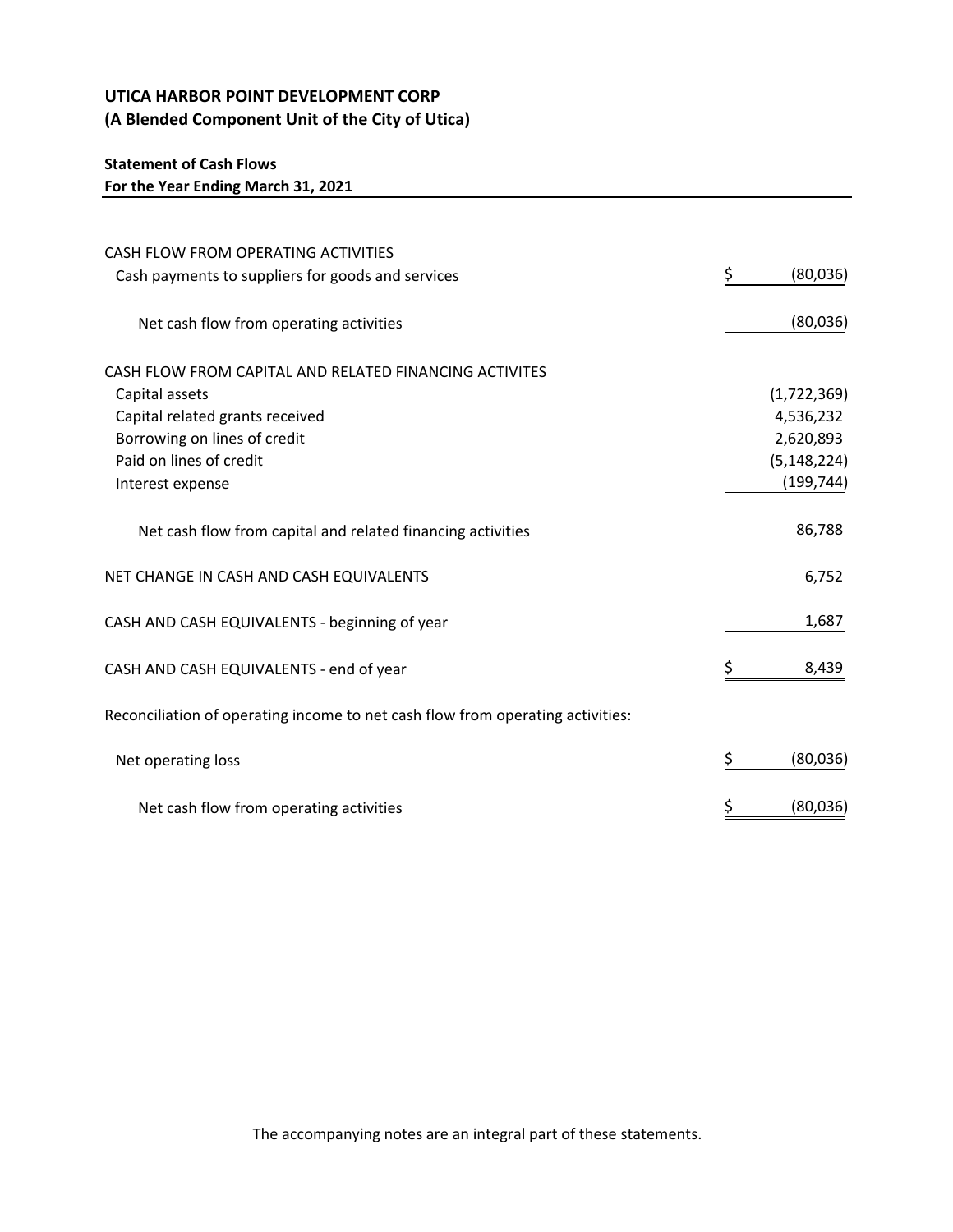**UTICA HARBOR POINT DEVELOPMENT CORP**
**(A Blended Component Unit of the City of Utica)**

**Statement of Cash Flows**
**For the Year Ending March 31, 2021**

| | |
|---|---|
| CASH FLOW FROM OPERATING ACTIVITIES | |
| Cash payments to suppliers for goods and services | $ (80,036) |
| Net cash flow from operating activities | (80,036) |
| CASH FLOW FROM CAPITAL AND RELATED FINANCING ACTIVITES | |
| Capital assets | (1,722,369) |
| Capital related grants received | 4,536,232 |
| Borrowing on lines of credit | 2,620,893 |
| Paid on lines of credit | (5,148,224) |
| Interest expense | (199,744) |
| Net cash flow from capital and related financing activities | 86,788 |
| NET CHANGE IN CASH AND CASH EQUIVALENTS | 6,752 |
| CASH AND CASH EQUIVALENTS - beginning of year | 1,687 |
| CASH AND CASH EQUIVALENTS - end of year | $ 8,439 |
| Reconciliation of operating income to net cash flow from operating activities: | |
| Net operating loss | $ (80,036) |
| Net cash flow from operating activities | $ (80,036) |

The accompanying notes are an integral part of these statements.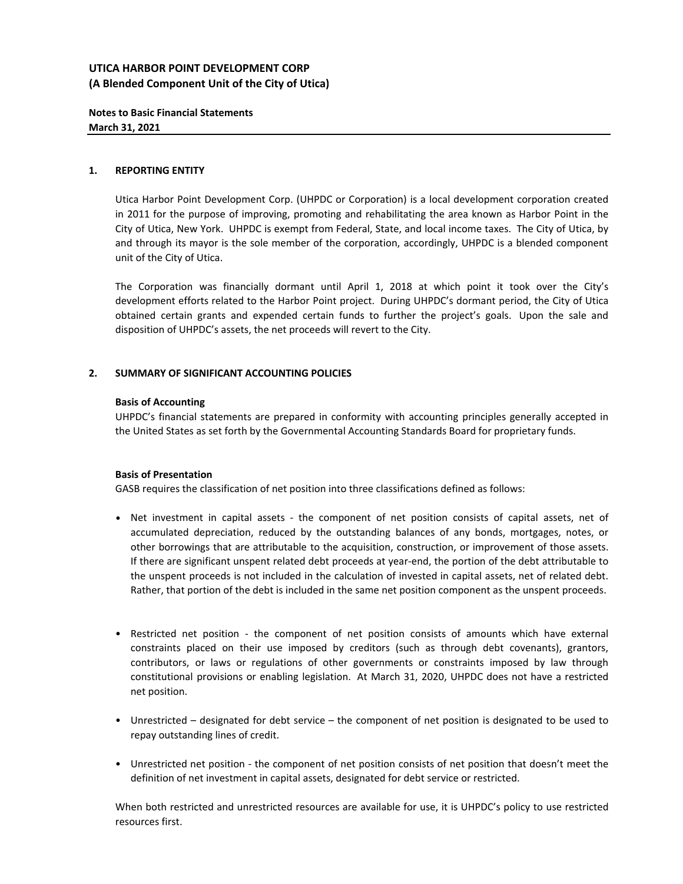**UTICA HARBOR POINT DEVELOPMENT CORP**
**(A Blended Component Unit of the City of Utica)**

**Notes to Basic Financial Statements**
**March 31, 2021**

## 1. REPORTING ENTITY

Utica Harbor Point Development Corp. (UHPDC or Corporation) is a local development corporation created in 2011 for the purpose of improving, promoting and rehabilitating the area known as Harbor Point in the City of Utica, New York. UHPDC is exempt from Federal, State, and local income taxes. The City of Utica, by and through its mayor is the sole member of the corporation, accordingly, UHPDC is a blended component unit of the City of Utica.

The Corporation was financially dormant until April 1, 2018 at which point it took over the City's development efforts related to the Harbor Point project. During UHPDC's dormant period, the City of Utica obtained certain grants and expended certain funds to further the project's goals. Upon the sale and disposition of UHPDC's assets, the net proceeds will revert to the City.

## 2. SUMMARY OF SIGNIFICANT ACCOUNTING POLICIES

**Basis of Accounting**
UHPDC's financial statements are prepared in conformity with accounting principles generally accepted in the United States as set forth by the Governmental Accounting Standards Board for proprietary funds.

**Basis of Presentation**
GASB requires the classification of net position into three classifications defined as follows:

- Net investment in capital assets - the component of net position consists of capital assets, net of accumulated depreciation, reduced by the outstanding balances of any bonds, mortgages, notes, or other borrowings that are attributable to the acquisition, construction, or improvement of those assets. If there are significant unspent related debt proceeds at year-end, the portion of the debt attributable to the unspent proceeds is not included in the calculation of invested in capital assets, net of related debt. Rather, that portion of the debt is included in the same net position component as the unspent proceeds.

- Restricted net position - the component of net position consists of amounts which have external constraints placed on their use imposed by creditors (such as through debt covenants), grantors, contributors, or laws or regulations of other governments or constraints imposed by law through constitutional provisions or enabling legislation. At March 31, 2020, UHPDC does not have a restricted net position.

- Unrestricted – designated for debt service – the component of net position is designated to be used to repay outstanding lines of credit.

- Unrestricted net position - the component of net position consists of net position that doesn't meet the definition of net investment in capital assets, designated for debt service or restricted.

When both restricted and unrestricted resources are available for use, it is UHPDC's policy to use restricted resources first.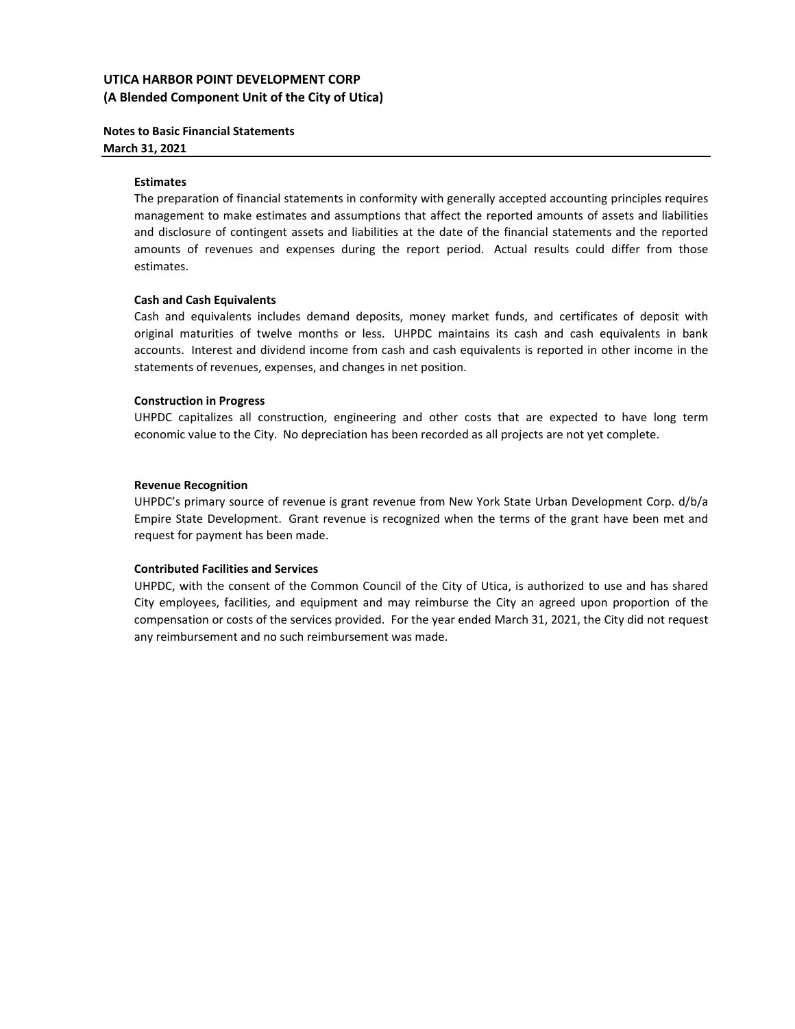**Estimates**

The preparation of financial statements in conformity with generally accepted accounting principles requires management to make estimates and assumptions that affect the reported amounts of assets and liabilities and disclosure of contingent assets and liabilities at the date of the financial statements and the reported amounts of revenues and expenses during the report period. Actual results could differ from those estimates.

**Cash and Cash Equivalents**

Cash and equivalents includes demand deposits, money market funds, and certificates of deposit with original maturities of twelve months or less. UHPDC maintains its cash and cash equivalents in bank accounts. Interest and dividend income from cash and cash equivalents is reported in other income in the statements of revenues, expenses, and changes in net position.

**Construction in Progress**

UHPDC capitalizes all construction, engineering and other costs that are expected to have long term economic value to the City. No depreciation has been recorded as all projects are not yet complete.

**Revenue Recognition**

UHPDC's primary source of revenue is grant revenue from New York State Urban Development Corp. d/b/a Empire State Development. Grant revenue is recognized when the terms of the grant have been met and request for payment has been made.

**Contributed Facilities and Services**

UHPDC, with the consent of the Common Council of the City of Utica, is authorized to use and has shared City employees, facilities, and equipment and may reimburse the City an agreed upon proportion of the compensation or costs of the services provided. For the year ended March 31, 2021, the City did not request any reimbursement and no such reimbursement was made.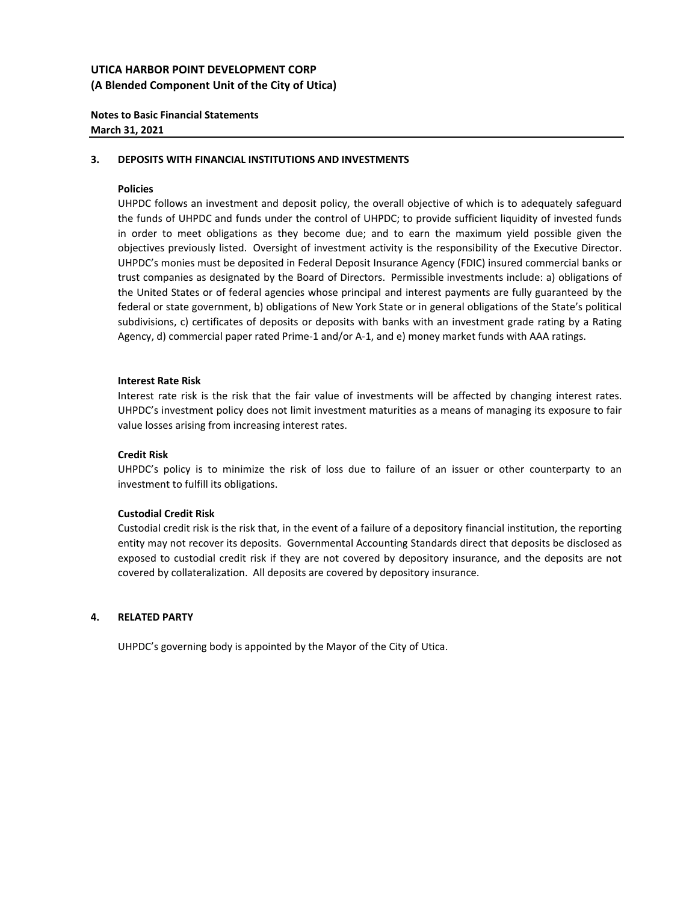**UTICA HARBOR POINT DEVELOPMENT CORP**
**(A Blended Component Unit of the City of Utica)**

**Notes to Basic Financial Statements**
**March 31, 2021**

## 3. DEPOSITS WITH FINANCIAL INSTITUTIONS AND INVESTMENTS

### Policies

UHPDC follows an investment and deposit policy, the overall objective of which is to adequately safeguard the funds of UHPDC and funds under the control of UHPDC; to provide sufficient liquidity of invested funds in order to meet obligations as they become due; and to earn the maximum yield possible given the objectives previously listed. Oversight of investment activity is the responsibility of the Executive Director. UHPDC's monies must be deposited in Federal Deposit Insurance Agency (FDIC) insured commercial banks or trust companies as designated by the Board of Directors. Permissible investments include: a) obligations of the United States or of federal agencies whose principal and interest payments are fully guaranteed by the federal or state government, b) obligations of New York State or in general obligations of the State's political subdivisions, c) certificates of deposits or deposits with banks with an investment grade rating by a Rating Agency, d) commercial paper rated Prime-1 and/or A-1, and e) money market funds with AAA ratings.

### Interest Rate Risk

Interest rate risk is the risk that the fair value of investments will be affected by changing interest rates. UHPDC's investment policy does not limit investment maturities as a means of managing its exposure to fair value losses arising from increasing interest rates.

### Credit Risk

UHPDC's policy is to minimize the risk of loss due to failure of an issuer or other counterparty to an investment to fulfill its obligations.

### Custodial Credit Risk

Custodial credit risk is the risk that, in the event of a failure of a depository financial institution, the reporting entity may not recover its deposits. Governmental Accounting Standards direct that deposits be disclosed as exposed to custodial credit risk if they are not covered by depository insurance, and the deposits are not covered by collateralization. All deposits are covered by depository insurance.

## 4. RELATED PARTY

UHPDC's governing body is appointed by the Mayor of the City of Utica.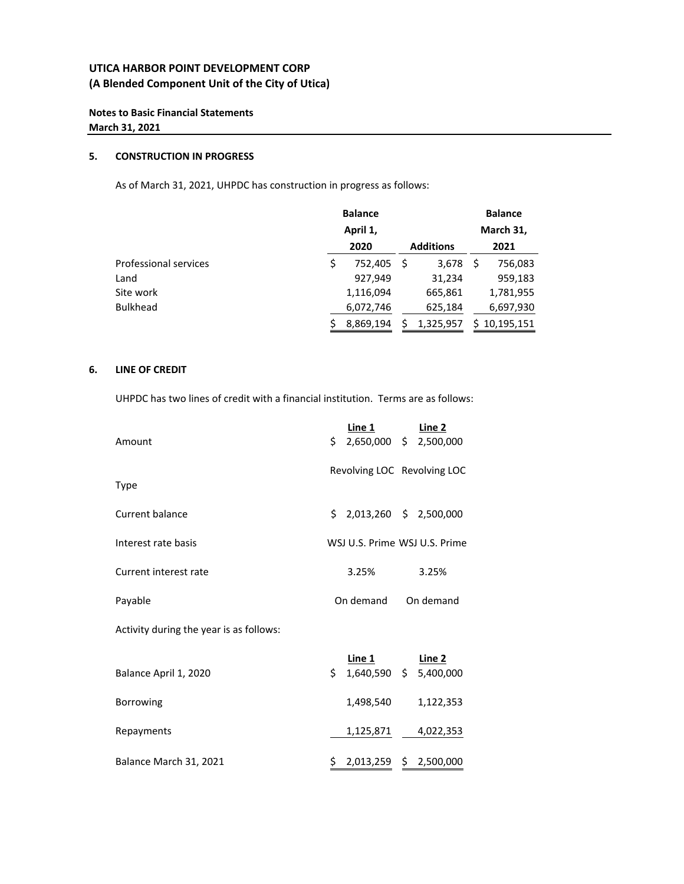**UTICA HARBOR POINT DEVELOPMENT CORP**
**(A Blended Component Unit of the City of Utica)**

**Notes to Basic Financial Statements**
**March 31, 2021**

## 5. CONSTRUCTION IN PROGRESS

As of March 31, 2021, UHPDC has construction in progress as follows:

| | Balance April 1, 2020 | Additions | Balance March 31, 2021 |
|---|---|---|---|
| Professional services | $ 752,405 | $ 3,678 | $ 756,083 |
| Land | 927,949 | 31,234 | 959,183 |
| Site work | 1,116,094 | 665,861 | 1,781,955 |
| Bulkhead | 6,072,746 | 625,184 | 6,697,930 |
| | $ 8,869,194 | $ 1,325,957 | $ 10,195,151 |

## 6. LINE OF CREDIT

UHPDC has two lines of credit with a financial institution. Terms are as follows:

| | Line 1 | Line 2 |
|---|---|---|
| Amount | $ 2,650,000 | $ 2,500,000 |
| Type | Revolving LOC | Revolving LOC |
| Current balance | $ 2,013,260 | $ 2,500,000 |
| Interest rate basis | WSJ U.S. Prime | WSJ U.S. Prime |
| Current interest rate | 3.25% | 3.25% |
| Payable | On demand | On demand |

Activity during the year is as follows:

| | Line 1 | Line 2 |
|---|---|---|
| Balance April 1, 2020 | $ 1,640,590 | $ 5,400,000 |
| Borrowing | 1,498,540 | 1,122,353 |
| Repayments | 1,125,871 | 4,022,353 |
| Balance March 31, 2021 | $ 2,013,259 | $ 2,500,000 |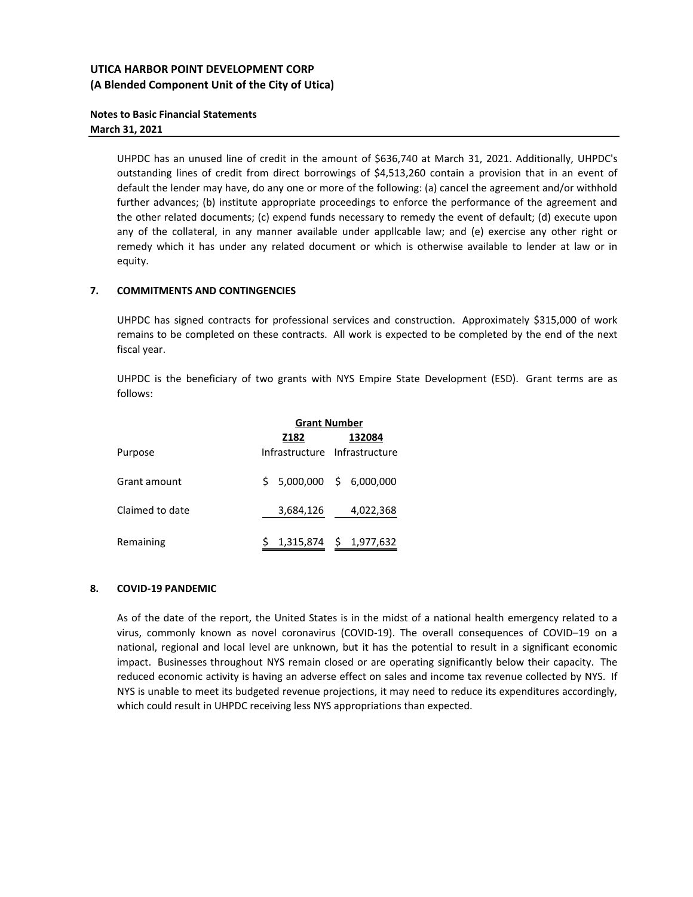UHPDC has an unused line of credit in the amount of $636,740 at March 31, 2021. Additionally, UHPDC's outstanding lines of credit from direct borrowings of $4,513,260 contain a provision that in an event of default the lender may have, do any one or more of the following: (a) cancel the agreement and/or withhold further advances; (b) institute appropriate proceedings to enforce the performance of the agreement and the other related documents; (c) expend funds necessary to remedy the event of default; (d) execute upon any of the collateral, in any manner available under appllcable law; and (e) exercise any other right or remedy which it has under any related document or which is otherwise available to lender at law or in equity.

## 7. COMMITMENTS AND CONTINGENCIES

UHPDC has signed contracts for professional services and construction. Approximately $315,000 of work remains to be completed on these contracts. All work is expected to be completed by the end of the next fiscal year.

UHPDC is the beneficiary of two grants with NYS Empire State Development (ESD). Grant terms are as follows:

| | Grant Number | |
|---|---|---|
| | Z182 | 132084 |
| Purpose | Infrastructure | Infrastructure |
| Grant amount | $ 5,000,000 | $ 6,000,000 |
| Claimed to date | 3,684,126 | 4,022,368 |
| Remaining | $ 1,315,874 | $ 1,977,632 |

## 8. COVID-19 PANDEMIC

As of the date of the report, the United States is in the midst of a national health emergency related to a virus, commonly known as novel coronavirus (COVID-19). The overall consequences of COVID–19 on a national, regional and local level are unknown, but it has the potential to result in a significant economic impact. Businesses throughout NYS remain closed or are operating significantly below their capacity. The reduced economic activity is having an adverse effect on sales and income tax revenue collected by NYS. If NYS is unable to meet its budgeted revenue projections, it may need to reduce its expenditures accordingly, which could result in UHPDC receiving less NYS appropriations than expected.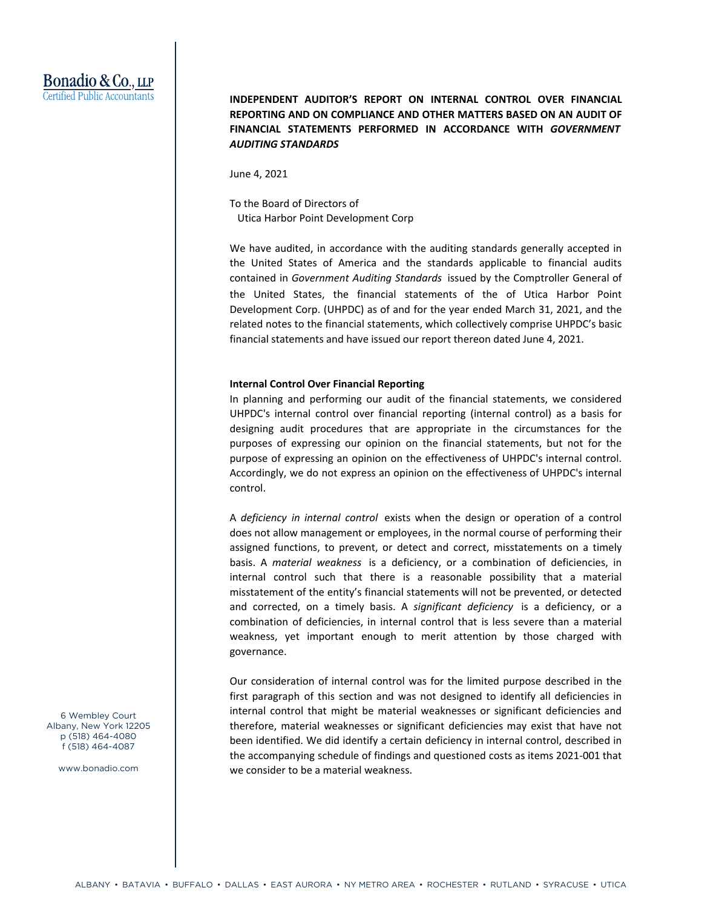Bonadio & Co., LLP
Certified Public Accountants

**INDEPENDENT AUDITOR'S REPORT ON INTERNAL CONTROL OVER FINANCIAL REPORTING AND ON COMPLIANCE AND OTHER MATTERS BASED ON AN AUDIT OF FINANCIAL STATEMENTS PERFORMED IN ACCORDANCE WITH *GOVERNMENT AUDITING STANDARDS***

June 4, 2021

To the Board of Directors of
Utica Harbor Point Development Corp

We have audited, in accordance with the auditing standards generally accepted in the United States of America and the standards applicable to financial audits contained in *Government Auditing Standards* issued by the Comptroller General of the United States, the financial statements of the of Utica Harbor Point Development Corp. (UHPDC) as of and for the year ended March 31, 2021, and the related notes to the financial statements, which collectively comprise UHPDC's basic financial statements and have issued our report thereon dated June 4, 2021.

**Internal Control Over Financial Reporting**

In planning and performing our audit of the financial statements, we considered UHPDC's internal control over financial reporting (internal control) as a basis for designing audit procedures that are appropriate in the circumstances for the purposes of expressing our opinion on the financial statements, but not for the purpose of expressing an opinion on the effectiveness of UHPDC's internal control. Accordingly, we do not express an opinion on the effectiveness of UHPDC's internal control.

A *deficiency in internal control* exists when the design or operation of a control does not allow management or employees, in the normal course of performing their assigned functions, to prevent, or detect and correct, misstatements on a timely basis. A *material weakness* is a deficiency, or a combination of deficiencies, in internal control such that there is a reasonable possibility that a material misstatement of the entity's financial statements will not be prevented, or detected and corrected, on a timely basis. A *significant deficiency* is a deficiency, or a combination of deficiencies, in internal control that is less severe than a material weakness, yet important enough to merit attention by those charged with governance.

Our consideration of internal control was for the limited purpose described in the first paragraph of this section and was not designed to identify all deficiencies in internal control that might be material weaknesses or significant deficiencies and therefore, material weaknesses or significant deficiencies may exist that have not been identified. We did identify a certain deficiency in internal control, described in the accompanying schedule of findings and questioned costs as items 2021-001 that we consider to be a material weakness.

6 Wembley Court
Albany, New York 12205
p (518) 464-4080
f (518) 464-4087

www.bonadio.com

ALBANY • BATAVIA • BUFFALO • DALLAS • EAST AURORA • NY METRO AREA • ROCHESTER • RUTLAND • SYRACUSE • UTICA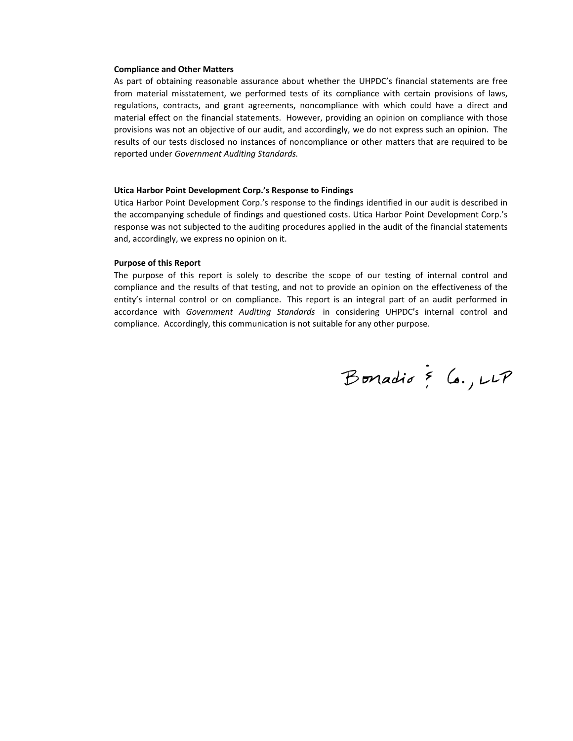**Compliance and Other Matters**

As part of obtaining reasonable assurance about whether the UHPDC's financial statements are free from material misstatement, we performed tests of its compliance with certain provisions of laws, regulations, contracts, and grant agreements, noncompliance with which could have a direct and material effect on the financial statements. However, providing an opinion on compliance with those provisions was not an objective of our audit, and accordingly, we do not express such an opinion. The results of our tests disclosed no instances of noncompliance or other matters that are required to be reported under *Government Auditing Standards.*

**Utica Harbor Point Development Corp.'s Response to Findings**

Utica Harbor Point Development Corp.'s response to the findings identified in our audit is described in the accompanying schedule of findings and questioned costs. Utica Harbor Point Development Corp.'s response was not subjected to the auditing procedures applied in the audit of the financial statements and, accordingly, we express no opinion on it.

**Purpose of this Report**

The purpose of this report is solely to describe the scope of our testing of internal control and compliance and the results of that testing, and not to provide an opinion on the effectiveness of the entity's internal control or on compliance. This report is an integral part of an audit performed in accordance with *Government Auditing Standards* in considering UHPDC's internal control and compliance. Accordingly, this communication is not suitable for any other purpose.

Bonadio & Co., LLP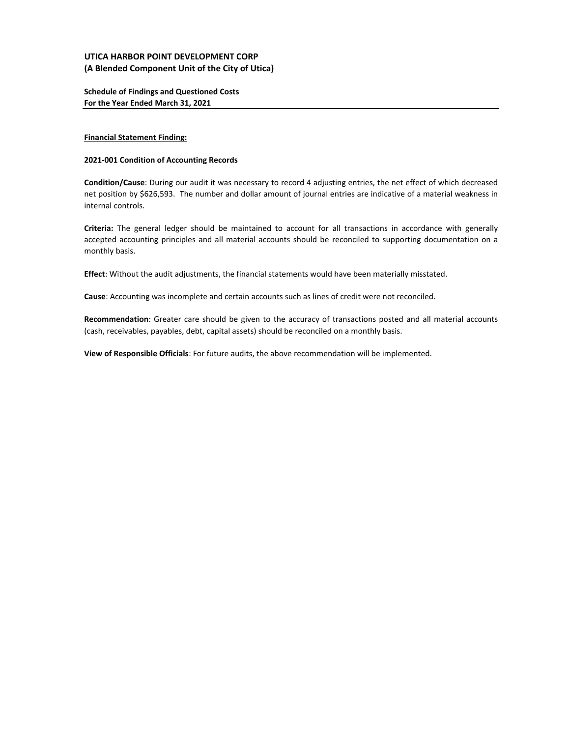**UTICA HARBOR POINT DEVELOPMENT CORP**
**(A Blended Component Unit of the City of Utica)**

**Schedule of Findings and Questioned Costs**
**For the Year Ended March 31, 2021**

**Financial Statement Finding:**

**2021-001 Condition of Accounting Records**

**Condition/Cause**: During our audit it was necessary to record 4 adjusting entries, the net effect of which decreased net position by $626,593. The number and dollar amount of journal entries are indicative of a material weakness in internal controls.

**Criteria:** The general ledger should be maintained to account for all transactions in accordance with generally accepted accounting principles and all material accounts should be reconciled to supporting documentation on a monthly basis.

**Effect**: Without the audit adjustments, the financial statements would have been materially misstated.

**Cause**: Accounting was incomplete and certain accounts such as lines of credit were not reconciled.

**Recommendation**: Greater care should be given to the accuracy of transactions posted and all material accounts (cash, receivables, payables, debt, capital assets) should be reconciled on a monthly basis.

**View of Responsible Officials**: For future audits, the above recommendation will be implemented.